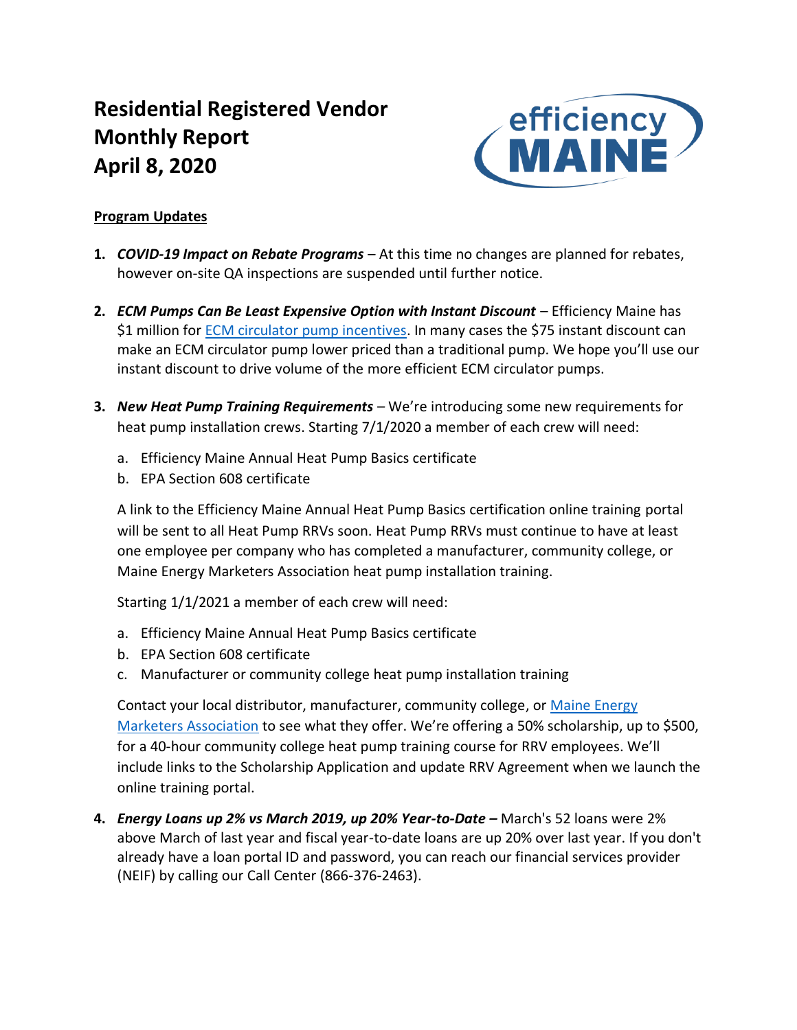# Residential Registered Vendor Monthly Report April 8, 2020

**Program Updates**

1. ***COVID-19 Impact on Rebate Programs*** – At this time no changes are planned for rebates, however on-site QA inspections are suspended until further notice.

2. ***ECM Pumps Can Be Least Expensive Option with Instant Discount*** – Efficiency Maine has $1 million for ECM circulator pump incentives. In many cases the $75 instant discount can make an ECM circulator pump lower priced than a traditional pump. We hope you'll use our instant discount to drive volume of the more efficient ECM circulator pumps.

3. ***New Heat Pump Training Requirements*** – We're introducing some new requirements for heat pump installation crews. Starting 7/1/2020 a member of each crew will need:

   a. Efficiency Maine Annual Heat Pump Basics certificate
   b. EPA Section 608 certificate

   A link to the Efficiency Maine Annual Heat Pump Basics certification online training portal will be sent to all Heat Pump RRVs soon. Heat Pump RRVs must continue to have at least one employee per company who has completed a manufacturer, community college, or Maine Energy Marketers Association heat pump installation training.

   Starting 1/1/2021 a member of each crew will need:

   a. Efficiency Maine Annual Heat Pump Basics certificate
   b. EPA Section 608 certificate
   c. Manufacturer or community college heat pump installation training

   Contact your local distributor, manufacturer, community college, or Maine Energy Marketers Association to see what they offer. We're offering a 50% scholarship, up to $500, for a 40-hour community college heat pump training course for RRV employees. We'll include links to the Scholarship Application and update RRV Agreement when we launch the online training portal.

4. ***Energy Loans up 2% vs March 2019, up 20% Year-to-Date –*** March's 52 loans were 2% above March of last year and fiscal year-to-date loans are up 20% over last year. If you don't already have a loan portal ID and password, you can reach our financial services provider (NEIF) by calling our Call Center (866-376-2463).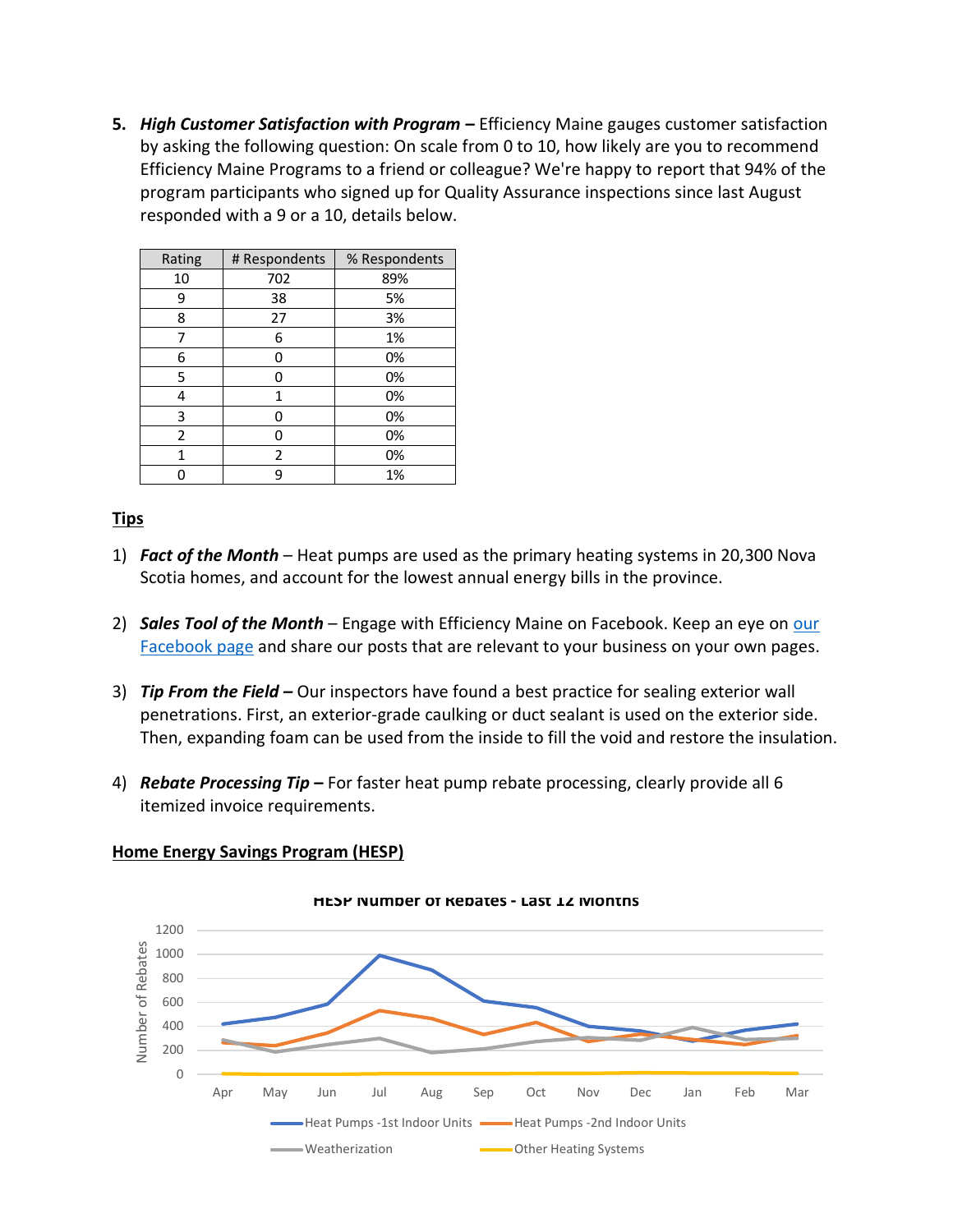5. ***High Customer Satisfaction with Program –*** Efficiency Maine gauges customer satisfaction by asking the following question: On scale from 0 to 10, how likely are you to recommend Efficiency Maine Programs to a friend or colleague? We're happy to report that 94% of the program participants who signed up for Quality Assurance inspections since last August responded with a 9 or a 10, details below.

| Rating | # Respondents | % Respondents |
|---|---|---|
| 10 | 702 | 89% |
| 9 | 38 | 5% |
| 8 | 27 | 3% |
| 7 | 6 | 1% |
| 6 | 0 | 0% |
| 5 | 0 | 0% |
| 4 | 1 | 0% |
| 3 | 0 | 0% |
| 2 | 0 | 0% |
| 1 | 2 | 0% |
| 0 | 9 | 1% |

**Tips**

1) ***Fact of the Month*** – Heat pumps are used as the primary heating systems in 20,300 Nova Scotia homes, and account for the lowest annual energy bills in the province.

2) ***Sales Tool of the Month*** – Engage with Efficiency Maine on Facebook. Keep an eye on our Facebook page and share our posts that are relevant to your business on your own pages.

3) ***Tip From the Field –*** Our inspectors have found a best practice for sealing exterior wall penetrations. First, an exterior-grade caulking or duct sealant is used on the exterior side. Then, expanding foam can be used from the inside to fill the void and restore the insulation.

4) ***Rebate Processing Tip –*** For faster heat pump rebate processing, clearly provide all 6 itemized invoice requirements.

**Home Energy Savings Program (HESP)**

HESP Number of Rebates - Last 12 Months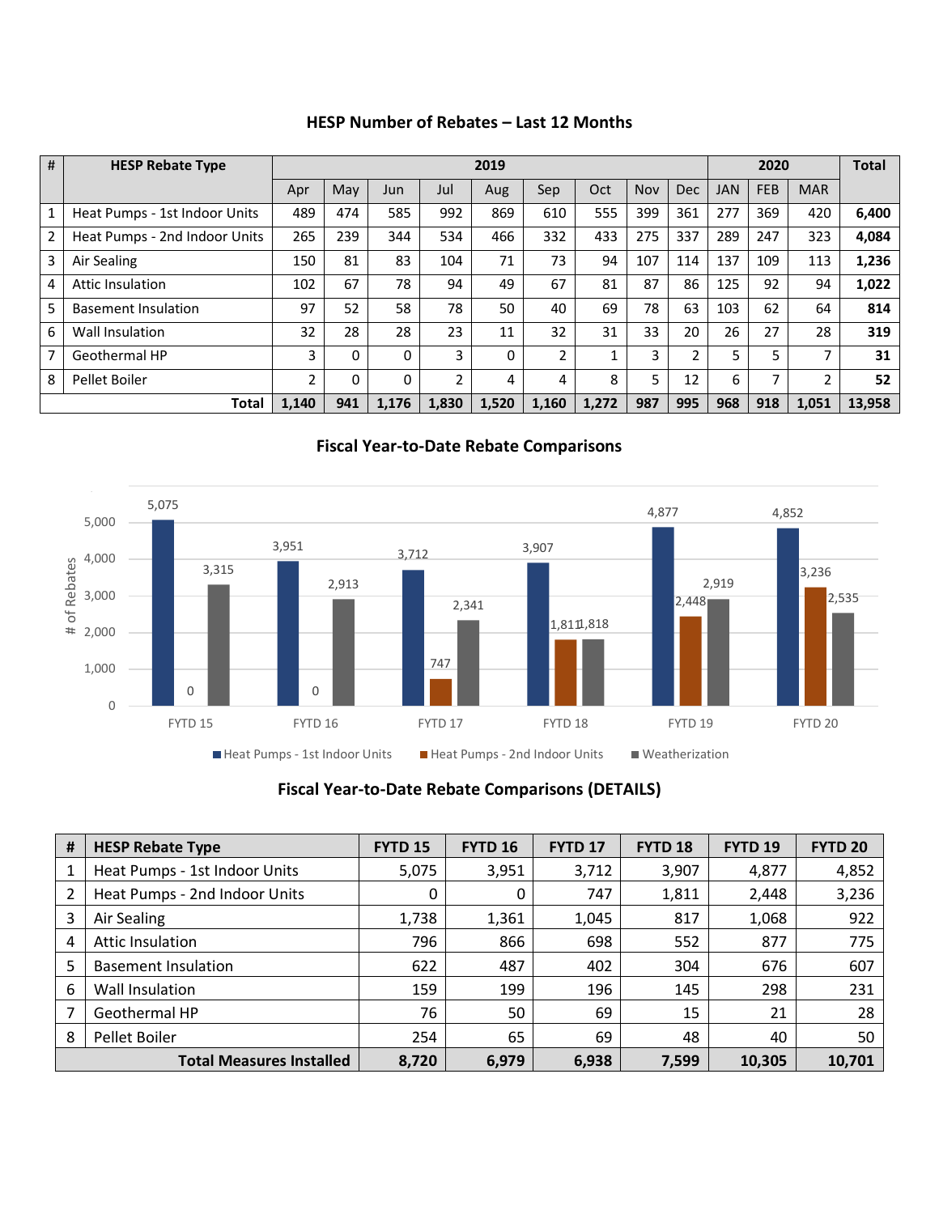## HESP Number of Rebates – Last 12 Months

| # | HESP Rebate Type | 2019 | | | | | | | | | 2020 | | | Total |
|---|---|---|---|---|---|---|---|---|---|---|---|---|---|---|
| | | Apr | May | Jun | Jul | Aug | Sep | Oct | Nov | Dec | JAN | FEB | MAR | |
| 1 | Heat Pumps - 1st Indoor Units | 489 | 474 | 585 | 992 | 869 | 610 | 555 | 399 | 361 | 277 | 369 | 420 | **6,400** |
| 2 | Heat Pumps - 2nd Indoor Units | 265 | 239 | 344 | 534 | 466 | 332 | 433 | 275 | 337 | 289 | 247 | 323 | **4,084** |
| 3 | Air Sealing | 150 | 81 | 83 | 104 | 71 | 73 | 94 | 107 | 114 | 137 | 109 | 113 | **1,236** |
| 4 | Attic Insulation | 102 | 67 | 78 | 94 | 49 | 67 | 81 | 87 | 86 | 125 | 92 | 94 | **1,022** |
| 5 | Basement Insulation | 97 | 52 | 58 | 78 | 50 | 40 | 69 | 78 | 63 | 103 | 62 | 64 | **814** |
| 6 | Wall Insulation | 32 | 28 | 28 | 23 | 11 | 32 | 31 | 33 | 20 | 26 | 27 | 28 | **319** |
| 7 | Geothermal HP | 3 | 0 | 0 | 3 | 0 | 2 | 1 | 3 | 2 | 5 | 5 | 7 | **31** |
| 8 | Pellet Boiler | 2 | 0 | 0 | 2 | 4 | 4 | 8 | 5 | 12 | 6 | 7 | 2 | **52** |
| | **Total** | **1,140** | **941** | **1,176** | **1,830** | **1,520** | **1,160** | **1,272** | **987** | **995** | **968** | **918** | **1,051** | **13,958** |

## Fiscal Year-to-Date Rebate Comparisons

## Fiscal Year-to-Date Rebate Comparisons (DETAILS)

| # | HESP Rebate Type | FYTD 15 | FYTD 16 | FYTD 17 | FYTD 18 | FYTD 19 | FYTD 20 |
|---|---|---|---|---|---|---|---|
| 1 | Heat Pumps - 1st Indoor Units | 5,075 | 3,951 | 3,712 | 3,907 | 4,877 | 4,852 |
| 2 | Heat Pumps - 2nd Indoor Units | 0 | 0 | 747 | 1,811 | 2,448 | 3,236 |
| 3 | Air Sealing | 1,738 | 1,361 | 1,045 | 817 | 1,068 | 922 |
| 4 | Attic Insulation | 796 | 866 | 698 | 552 | 877 | 775 |
| 5 | Basement Insulation | 622 | 487 | 402 | 304 | 676 | 607 |
| 6 | Wall Insulation | 159 | 199 | 196 | 145 | 298 | 231 |
| 7 | Geothermal HP | 76 | 50 | 69 | 15 | 21 | 28 |
| 8 | Pellet Boiler | 254 | 65 | 69 | 48 | 40 | 50 |
| | **Total Measures Installed** | **8,720** | **6,979** | **6,938** | **7,599** | **10,305** | **10,701** |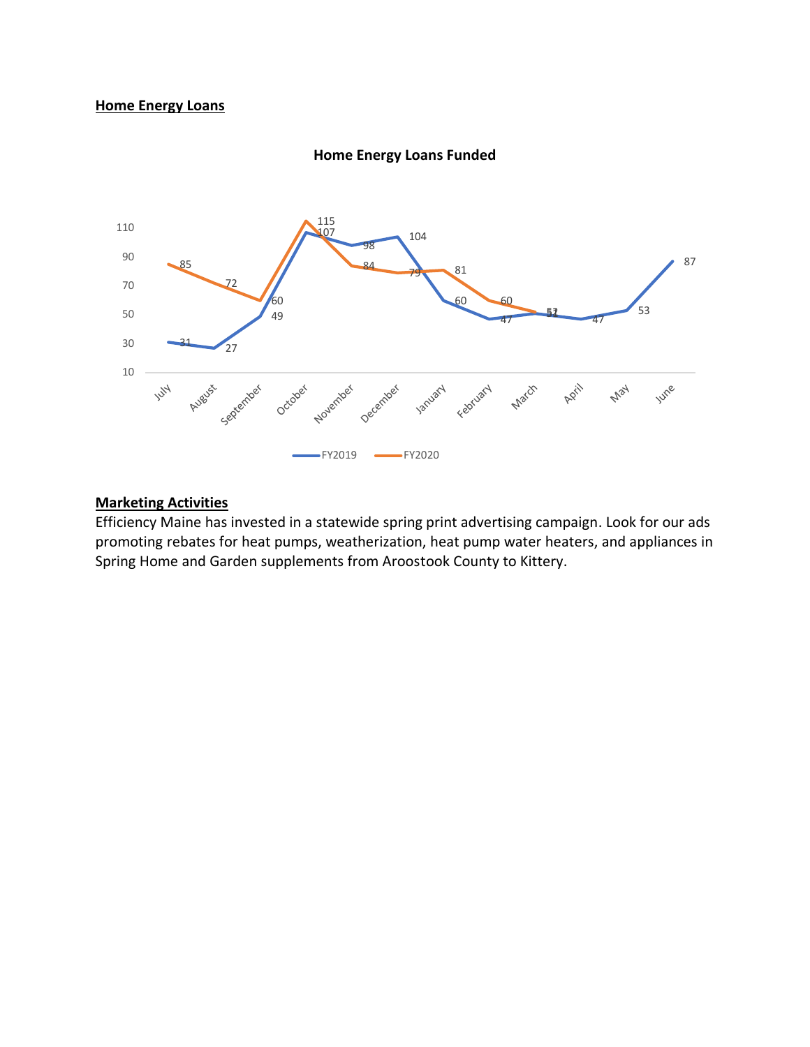**Home Energy Loans**

**Home Energy Loans Funded**

110
90
70
50
30
10

85
72
60
115
107
98
104
84
79
81
60
60
31
27
49
47
52
51
47
53
87

July
August
September
October
November
December
January
February
March
April
May
June

FY2019
FY2020

**Marketing Activities**

Efficiency Maine has invested in a statewide spring print advertising campaign. Look for our ads promoting rebates for heat pumps, weatherization, heat pump water heaters, and appliances in Spring Home and Garden supplements from Aroostook County to Kittery.